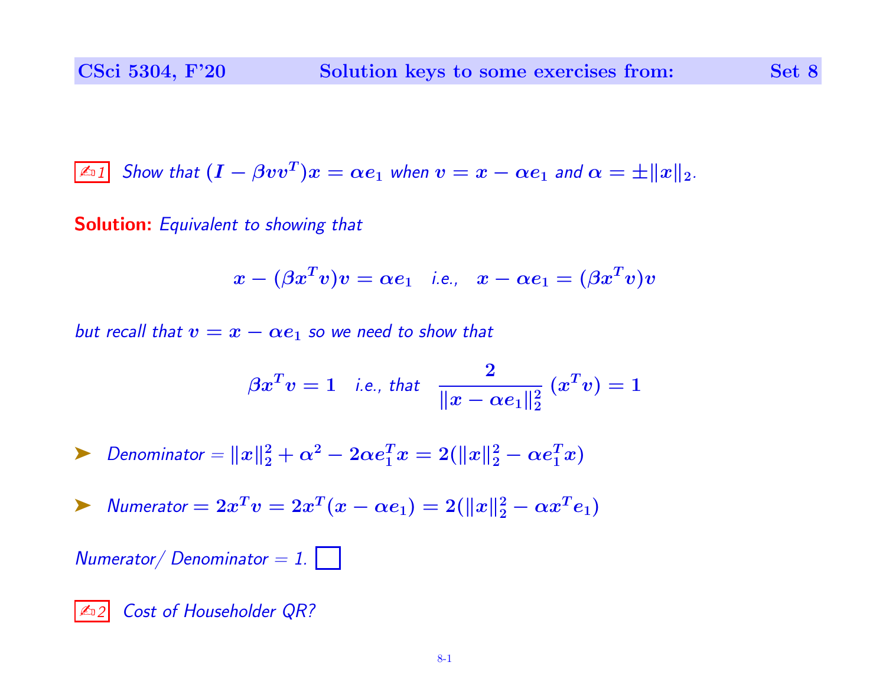**CSci 5304, F'20 — Solution keys to some exercises from: Set 8**

✍1 *Show that $(I - \beta vv^T)x = \alpha e_1$ when $v = x - \alpha e_1$ and $\alpha = \pm\|x\|_2$.*

**Solution:** *Equivalent to showing that*

$$x - (\beta x^T v)v = \alpha e_1 \quad \text{i.e.,} \quad x - \alpha e_1 = (\beta x^T v)v$$

*but recall that $v = x - \alpha e_1$ so we need to show that*

$$\beta x^T v = 1 \quad \text{i.e., that} \quad \frac{2}{\|x - \alpha e_1\|_2^2}\,(x^T v) = 1$$

- *Denominator* $= \|x\|_2^2 + \alpha^2 - 2\alpha e_1^T x = 2(\|x\|_2^2 - \alpha e_1^T x)$
- *Numerator* $= 2x^T v = 2x^T(x - \alpha e_1) = 2(\|x\|_2^2 - \alpha x^T e_1)$

*Numerator/ Denominator = 1.* □

✍2 *Cost of Householder QR?*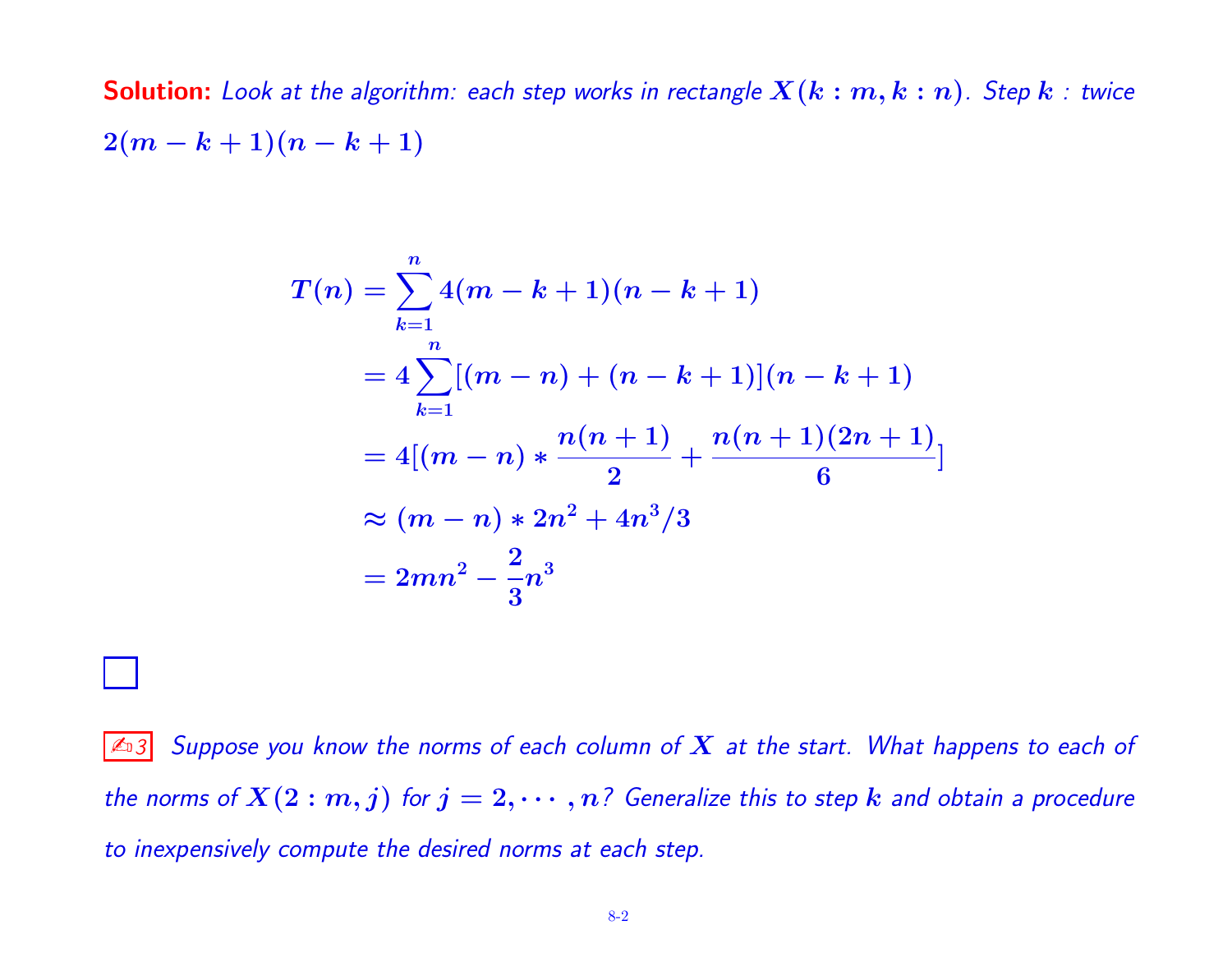**Solution:** *Look at the algorithm: each step works in rectangle $X(k:m, k:n)$. Step $k$ : twice $2(m-k+1)(n-k+1)$*

$$
\begin{aligned}
T(n) &= \sum_{k=1}^{n} 4(m-k+1)(n-k+1) \\
&= 4\sum_{k=1}^{n}[(m-n)+(n-k+1)](n-k+1) \\
&= 4[(m-n) * \frac{n(n+1)}{2} + \frac{n(n+1)(2n+1)}{6}] \\
&\approx (m-n) * 2n^2 + 4n^3/3 \\
&= 2mn^2 - \frac{2}{3}n^3
\end{aligned}
$$

□

✍3 *Suppose you know the norms of each column of $X$ at the start. What happens to each of the norms of $X(2:m, j)$ for $j = 2, \cdots, n$? Generalize this to step $k$ and obtain a procedure to inexpensively compute the desired norms at each step.*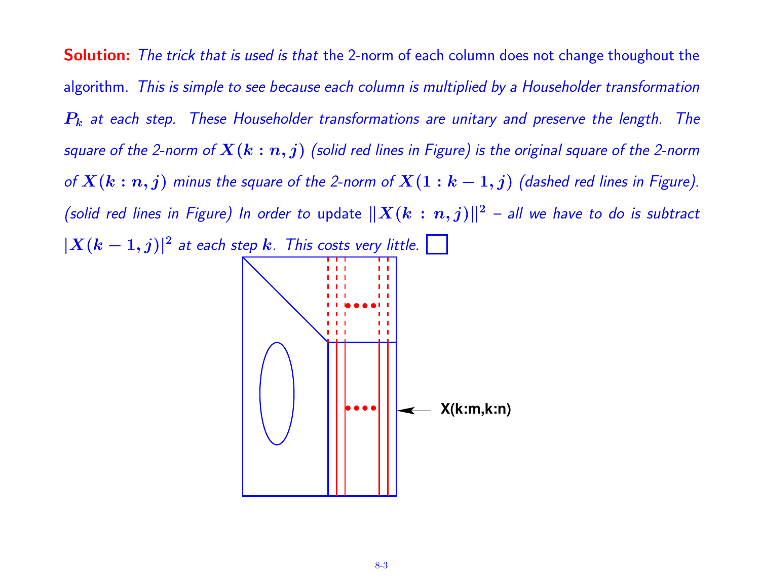**Solution:** *The trick that is used is that* the 2-norm of each column does not change thoughout the algorithm. *This is simple to see because each column is multiplied by a Householder transformation $P_k$ at each step. These Householder transformations are unitary and preserve the length. The square of the 2-norm of $X(k:n,j)$ (solid red lines in Figure) is the original square of the 2-norm of $X(k:n,j)$ minus the square of the 2-norm of $X(1:k-1,j)$ (dashed red lines in Figure). (solid red lines in Figure) In order to* update $\|X(k:n,j)\|^2$ *– all we have to do is subtract $|X(k-1,j)|^2$ at each step $k$. This costs very little.* ☐

X(k:m,k:n)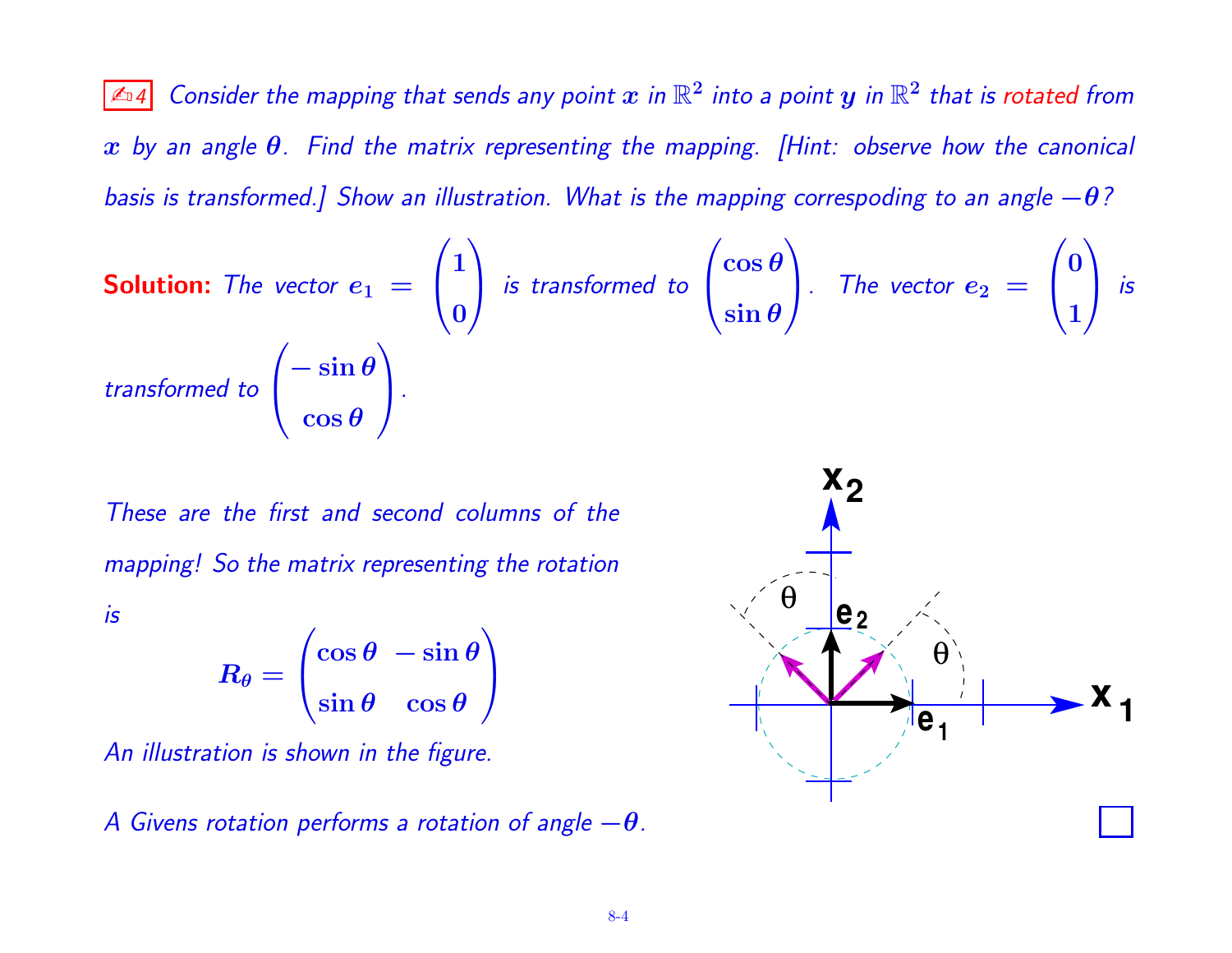✍4 *Consider the mapping that sends any point $x$ in $\mathbb{R}^2$ into a point $y$ in $\mathbb{R}^2$ that is rotated from $x$ by an angle $\theta$. Find the matrix representing the mapping. [Hint: observe how the canonical basis is transformed.] Show an illustration. What is the mapping correspoding to an angle $-\theta$?*

**Solution:** *The vector $e_1 = \begin{pmatrix} 1 \\ 0 \end{pmatrix}$ is transformed to $\begin{pmatrix} \cos\theta \\ \sin\theta \end{pmatrix}$. The vector $e_2 = \begin{pmatrix} 0 \\ 1 \end{pmatrix}$ is transformed to $\begin{pmatrix} -\sin\theta \\ \cos\theta \end{pmatrix}$.*

*These are the first and second columns of the mapping! So the matrix representing the rotation is*

$$R_\theta = \begin{pmatrix} \cos\theta & -\sin\theta \\ \sin\theta & \cos\theta \end{pmatrix}$$

*An illustration is shown in the figure.*

x2

θ

e2

θ

x1

e1

*A Givens rotation performs a rotation of angle $-\theta$.*